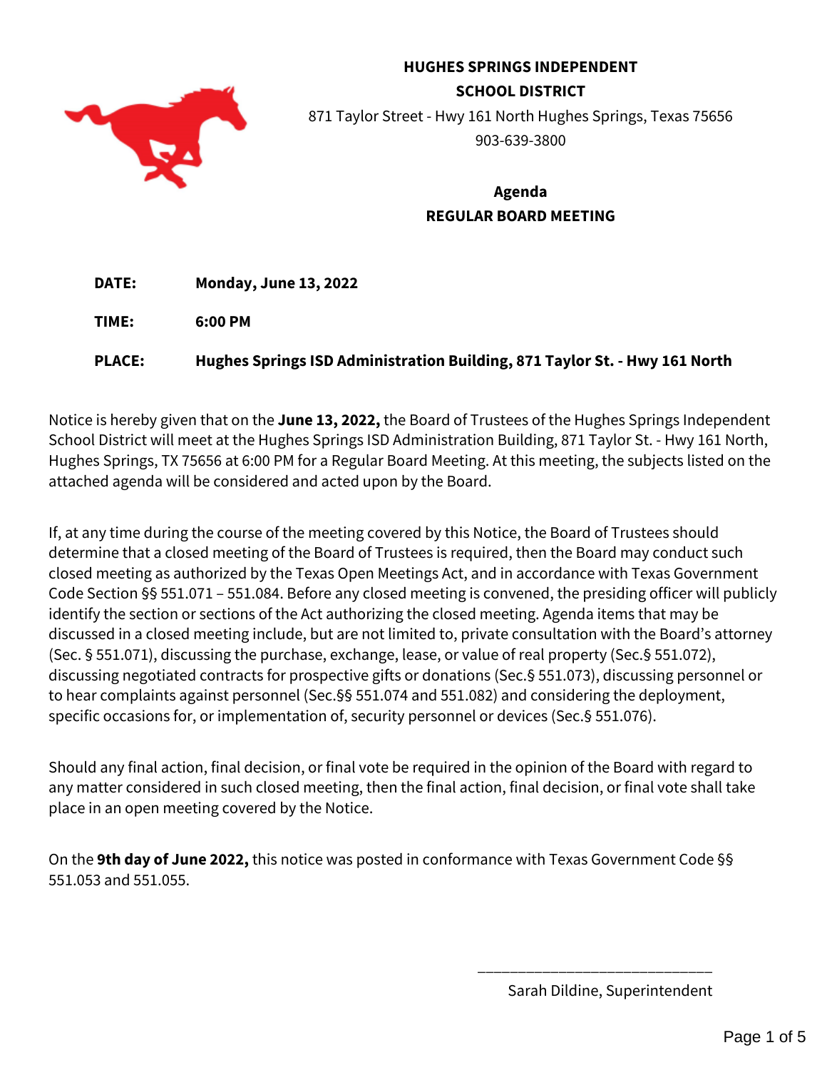# HUGHES SPRINGS INDEPENDENT SCHOOL DISTRICT

871 Taylor Street - Hwy 161 North Hughes Springs, Texas 75656

903-639-3800

## Agenda
## REGULAR BOARD MEETING

**DATE:** **Monday, June 13, 2022**

**TIME:** **6:00 PM**

**PLACE:** **Hughes Springs ISD Administration Building, 871 Taylor St. - Hwy 161 North**

Notice is hereby given that on the **June 13, 2022,** the Board of Trustees of the Hughes Springs Independent School District will meet at the Hughes Springs ISD Administration Building, 871 Taylor St. - Hwy 161 North, Hughes Springs, TX 75656 at 6:00 PM for a Regular Board Meeting. At this meeting, the subjects listed on the attached agenda will be considered and acted upon by the Board.

If, at any time during the course of the meeting covered by this Notice, the Board of Trustees should determine that a closed meeting of the Board of Trustees is required, then the Board may conduct such closed meeting as authorized by the Texas Open Meetings Act, and in accordance with Texas Government Code Section §§ 551.071 – 551.084. Before any closed meeting is convened, the presiding officer will publicly identify the section or sections of the Act authorizing the closed meeting. Agenda items that may be discussed in a closed meeting include, but are not limited to, private consultation with the Board's attorney (Sec. § 551.071), discussing the purchase, exchange, lease, or value of real property (Sec.§ 551.072), discussing negotiated contracts for prospective gifts or donations (Sec.§ 551.073), discussing personnel or to hear complaints against personnel (Sec.§§ 551.074 and 551.082) and considering the deployment, specific occasions for, or implementation of, security personnel or devices (Sec.§ 551.076).

Should any final action, final decision, or final vote be required in the opinion of the Board with regard to any matter considered in such closed meeting, then the final action, final decision, or final vote shall take place in an open meeting covered by the Notice.

On the **9th day of June 2022,** this notice was posted in conformance with Texas Government Code §§ 551.053 and 551.055.

_____________________________

Sarah Dildine, Superintendent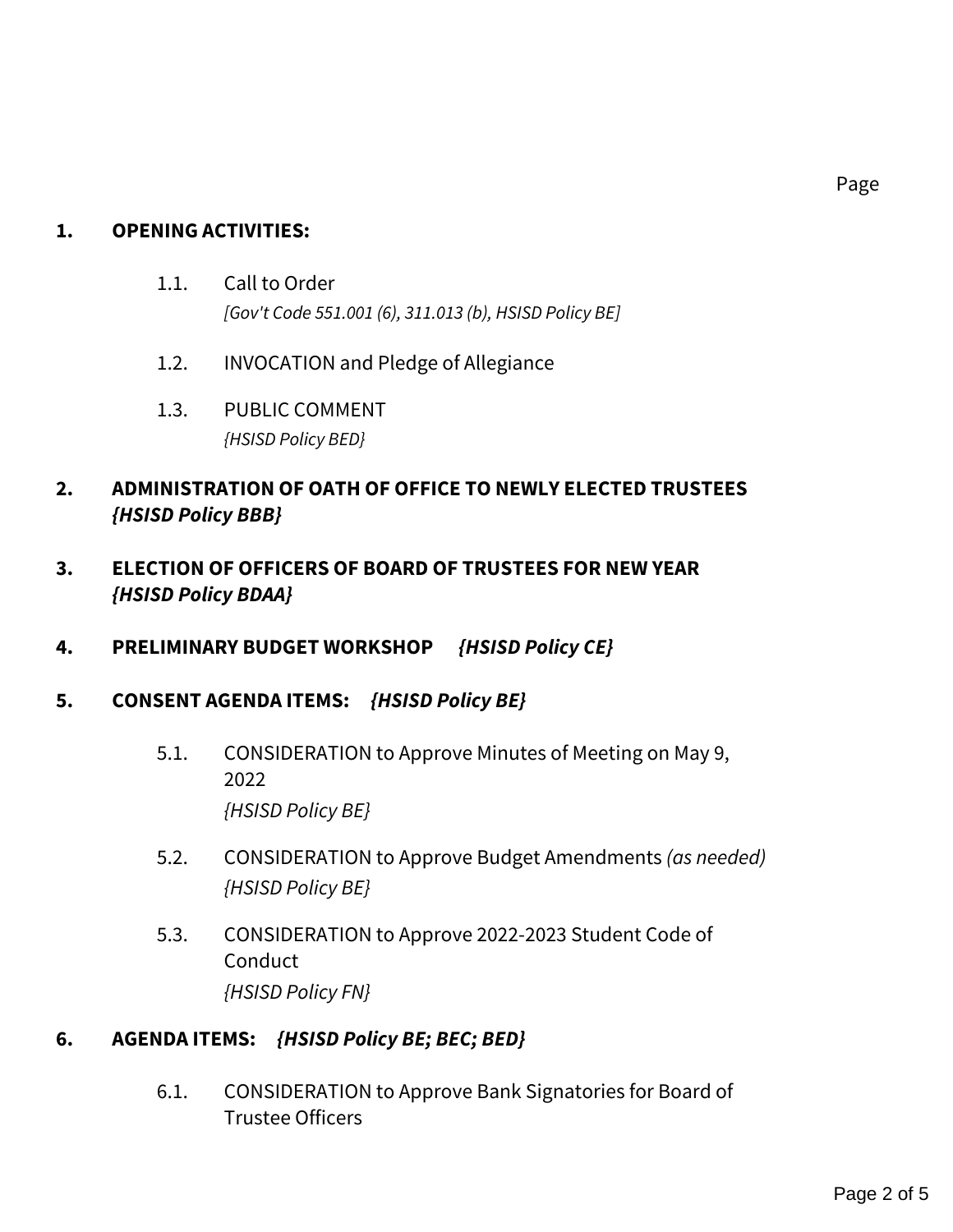Page

1. **OPENING ACTIVITIES:**

    1.1. Call to Order
    *[Gov't Code 551.001 (6), 311.013 (b), HSISD Policy BE]*

    1.2. INVOCATION and Pledge of Allegiance

    1.3. PUBLIC COMMENT
    *{HSISD Policy BED}*

2. **ADMINISTRATION OF OATH OF OFFICE TO NEWLY ELECTED TRUSTEES** ***{HSISD Policy BBB}***

3. **ELECTION OF OFFICERS OF BOARD OF TRUSTEES FOR NEW YEAR** ***{HSISD Policy BDAA}***

4. **PRELIMINARY BUDGET WORKSHOP** ***{HSISD Policy CE}***

5. **CONSENT AGENDA ITEMS:** ***{HSISD Policy BE}***

    5.1. CONSIDERATION to Approve Minutes of Meeting on May 9, 2022
    *{HSISD Policy BE}*

    5.2. CONSIDERATION to Approve Budget Amendments *(as needed)*
    *{HSISD Policy BE}*

    5.3. CONSIDERATION to Approve 2022-2023 Student Code of Conduct
    *{HSISD Policy FN}*

6. **AGENDA ITEMS:** ***{HSISD Policy BE; BEC; BED}***

    6.1. CONSIDERATION to Approve Bank Signatories for Board of Trustee Officers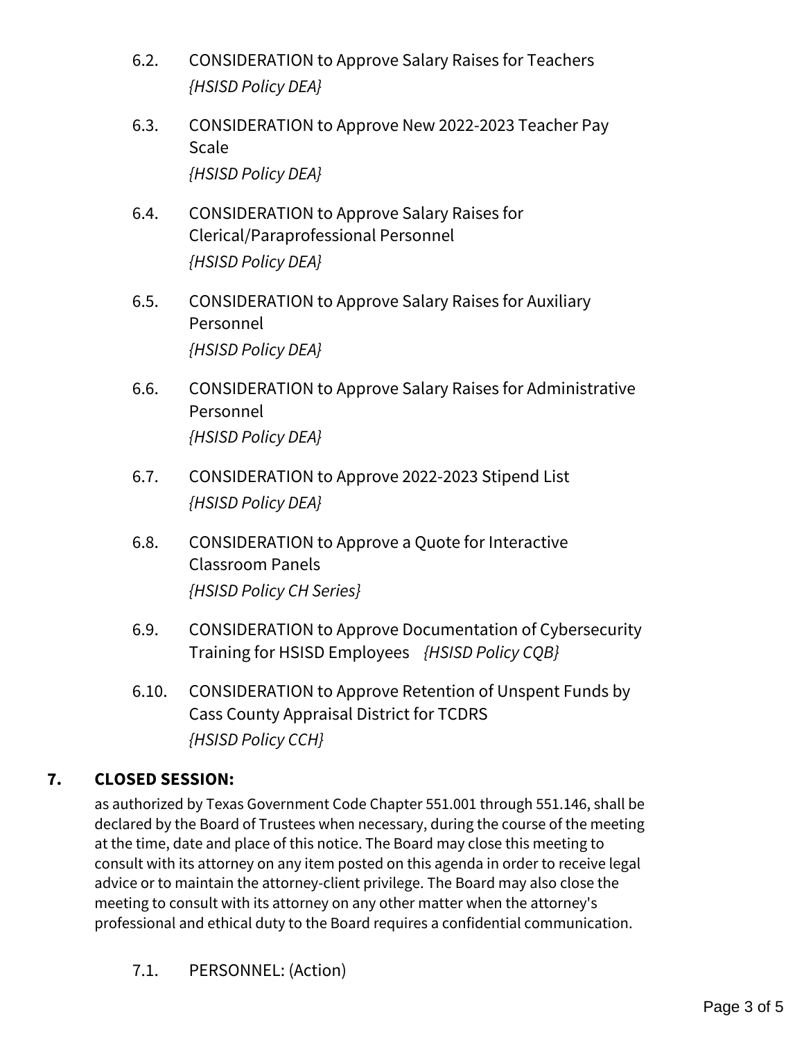6.2. CONSIDERATION to Approve Salary Raises for Teachers
*{HSISD Policy DEA}*

6.3. CONSIDERATION to Approve New 2022-2023 Teacher Pay Scale
*{HSISD Policy DEA}*

6.4. CONSIDERATION to Approve Salary Raises for Clerical/Paraprofessional Personnel
*{HSISD Policy DEA}*

6.5. CONSIDERATION to Approve Salary Raises for Auxiliary Personnel
*{HSISD Policy DEA}*

6.6. CONSIDERATION to Approve Salary Raises for Administrative Personnel
*{HSISD Policy DEA}*

6.7. CONSIDERATION to Approve 2022-2023 Stipend List
*{HSISD Policy DEA}*

6.8. CONSIDERATION to Approve a Quote for Interactive Classroom Panels
*{HSISD Policy CH Series}*

6.9. CONSIDERATION to Approve Documentation of Cybersecurity Training for HSISD Employees *{HSISD Policy CQB}*

6.10. CONSIDERATION to Approve Retention of Unspent Funds by Cass County Appraisal District for TCDRS
*{HSISD Policy CCH}*

## 7. CLOSED SESSION:

as authorized by Texas Government Code Chapter 551.001 through 551.146, shall be declared by the Board of Trustees when necessary, during the course of the meeting at the time, date and place of this notice. The Board may close this meeting to consult with its attorney on any item posted on this agenda in order to receive legal advice or to maintain the attorney-client privilege. The Board may also close the meeting to consult with its attorney on any other matter when the attorney's professional and ethical duty to the Board requires a confidential communication.

7.1. PERSONNEL: (Action)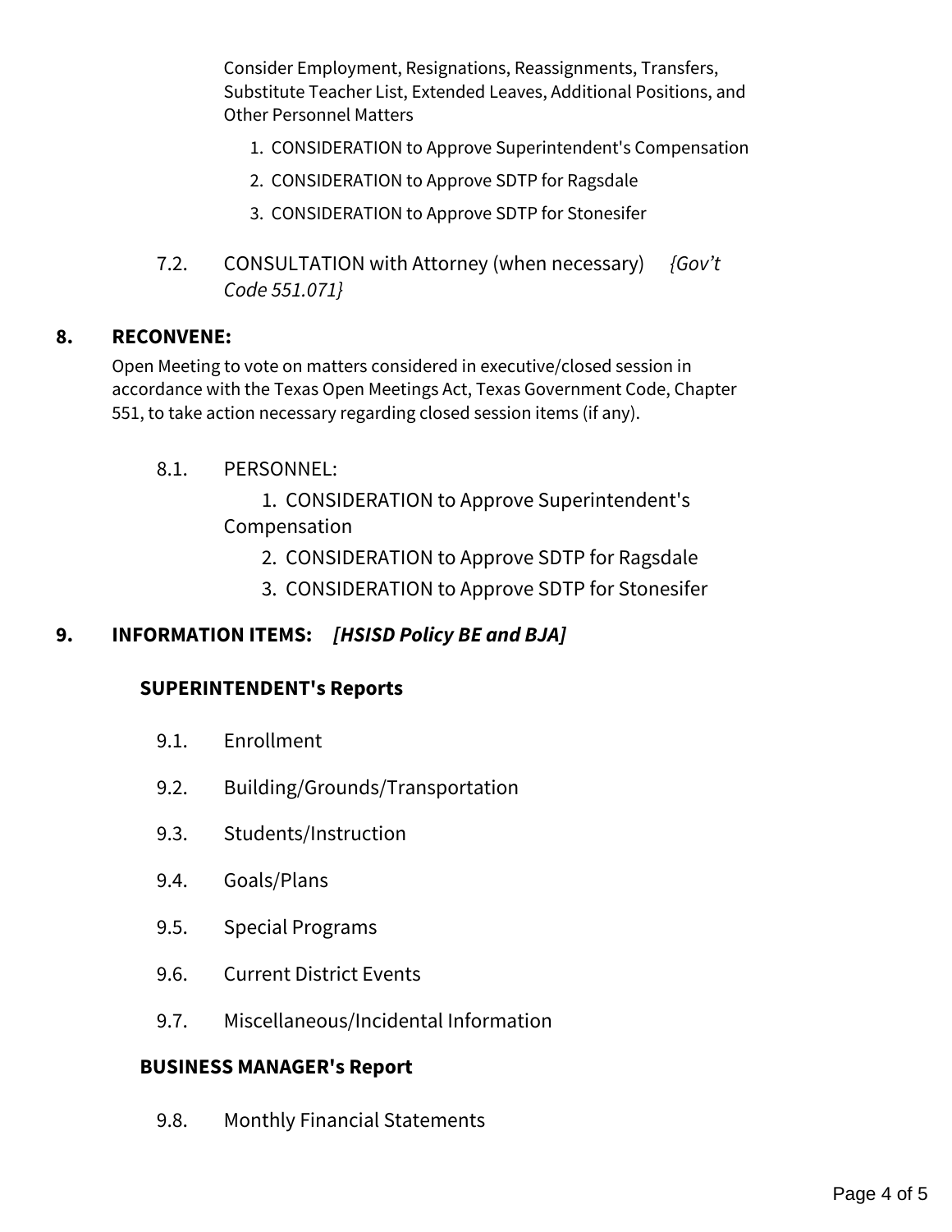Consider Employment, Resignations, Reassignments, Transfers, Substitute Teacher List, Extended Leaves, Additional Positions, and Other Personnel Matters

1. CONSIDERATION to Approve Superintendent's Compensation
2. CONSIDERATION to Approve SDTP for Ragsdale
3. CONSIDERATION to Approve SDTP for Stonesifer

7.2. CONSULTATION with Attorney (when necessary) *{Gov't Code 551.071}*

## 8. RECONVENE:

Open Meeting to vote on matters considered in executive/closed session in accordance with the Texas Open Meetings Act, Texas Government Code, Chapter 551, to take action necessary regarding closed session items (if any).

8.1. PERSONNEL:

1. CONSIDERATION to Approve Superintendent's Compensation
2. CONSIDERATION to Approve SDTP for Ragsdale
3. CONSIDERATION to Approve SDTP for Stonesifer

## 9. INFORMATION ITEMS: *[HSISD Policy BE and BJA]*

### SUPERINTENDENT's Reports

9.1. Enrollment

9.2. Building/Grounds/Transportation

9.3. Students/Instruction

9.4. Goals/Plans

9.5. Special Programs

9.6. Current District Events

9.7. Miscellaneous/Incidental Information

### BUSINESS MANAGER's Report

9.8. Monthly Financial Statements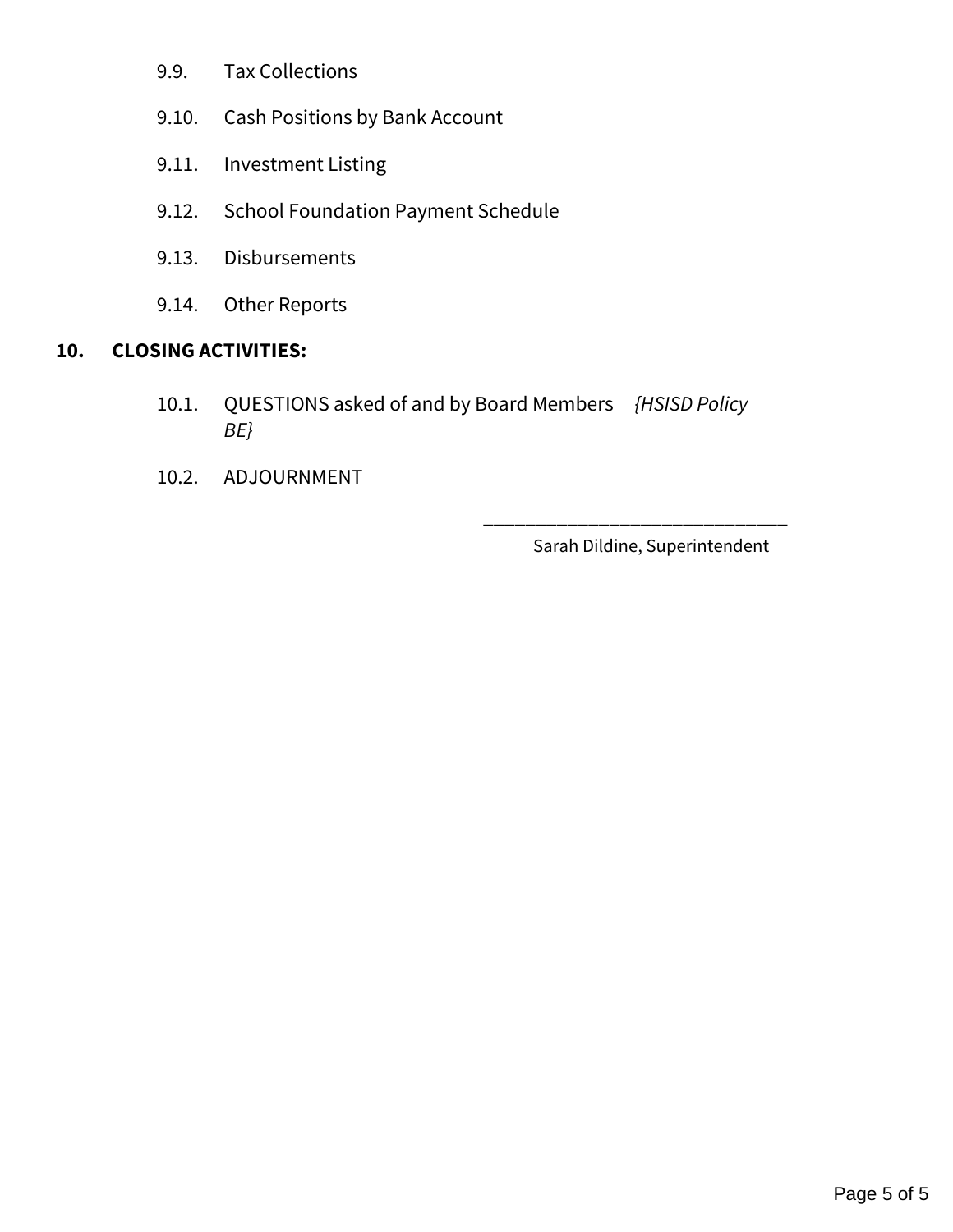9.9. Tax Collections

9.10. Cash Positions by Bank Account

9.11. Investment Listing

9.12. School Foundation Payment Schedule

9.13. Disbursements

9.14. Other Reports

**10. CLOSING ACTIVITIES:**

10.1. QUESTIONS asked of and by Board Members *{HSISD Policy BE}*

10.2. ADJOURNMENT

______________________________

Sarah Dildine, Superintendent